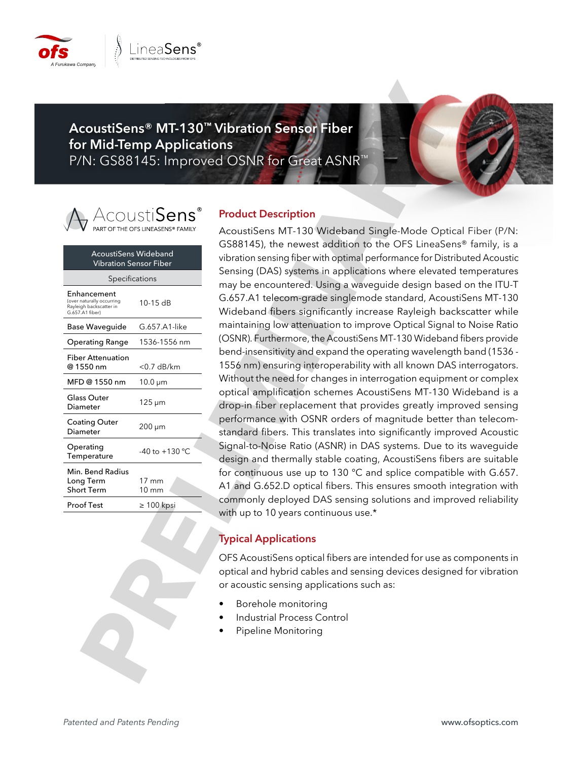# AcoustiSens® MT-130™ Vibration Sensor Fiber for Mid-Temp Applications

P/N: GS88145: Improved OSNR for Great ASNR™

AcoustiSens®

PART OF THE OFS LINEASENS® FAMILY

| AcoustiSens Wideband Vibration Sensor Fiber | |
|---|---|
| Specifications | |
| Enhancement (over naturally occurring Rayleigh backscatter in G.657.A1 fiber) | 10-15 dB |
| Base Waveguide | G.657.A1-like |
| Operating Range | 1536-1556 nm |
| Fiber Attenuation @ 1550 nm | <0.7 dB/km |
| MFD @ 1550 nm | 10.0 µm |
| Glass Outer Diameter | 125 µm |
| Coating Outer Diameter | 200 µm |
| Operating Temperature | -40 to +130 °C |
| Min. Bend Radius Long Term Short Term | 17 mm 10 mm |
| Proof Test | ≥ 100 kpsi |

## Product Description

AcoustiSens MT-130 Wideband Single-Mode Optical Fiber (P/N: GS88145), the newest addition to the OFS LineaSens® family, is a vibration sensing fiber with optimal performance for Distributed Acoustic Sensing (DAS) systems in applications where elevated temperatures may be encountered. Using a waveguide design based on the ITU-T G.657.A1 telecom-grade singlemode standard, AcoustiSens MT-130 Wideband fibers significantly increase Rayleigh backscatter while maintaining low attenuation to improve Optical Signal to Noise Ratio (OSNR). Furthermore, the AcoustiSens MT-130 Wideband fibers provide bend-insensitivity and expand the operating wavelength band (1536 - 1556 nm) ensuring interoperability with all known DAS interrogators. Without the need for changes in interrogation equipment or complex optical amplification schemes AcoustiSens MT-130 Wideband is a drop-in fiber replacement that provides greatly improved sensing performance with OSNR orders of magnitude better than telecom-standard fibers. This translates into significantly improved Acoustic Signal-to-Noise Ratio (ASNR) in DAS systems. Due to its waveguide design and thermally stable coating, AcoustiSens fibers are suitable for continuous use up to 130 °C and splice compatible with G.657. A1 and G.652.D optical fibers. This ensures smooth integration with commonly deployed DAS sensing solutions and improved reliability with up to 10 years continuous use.*

## Typical Applications

OFS AcoustiSens optical fibers are intended for use as components in optical and hybrid cables and sensing devices designed for vibration or acoustic sensing applications such as:

- Borehole monitoring
- Industrial Process Control
- Pipeline Monitoring

*Patented and Patents Pending*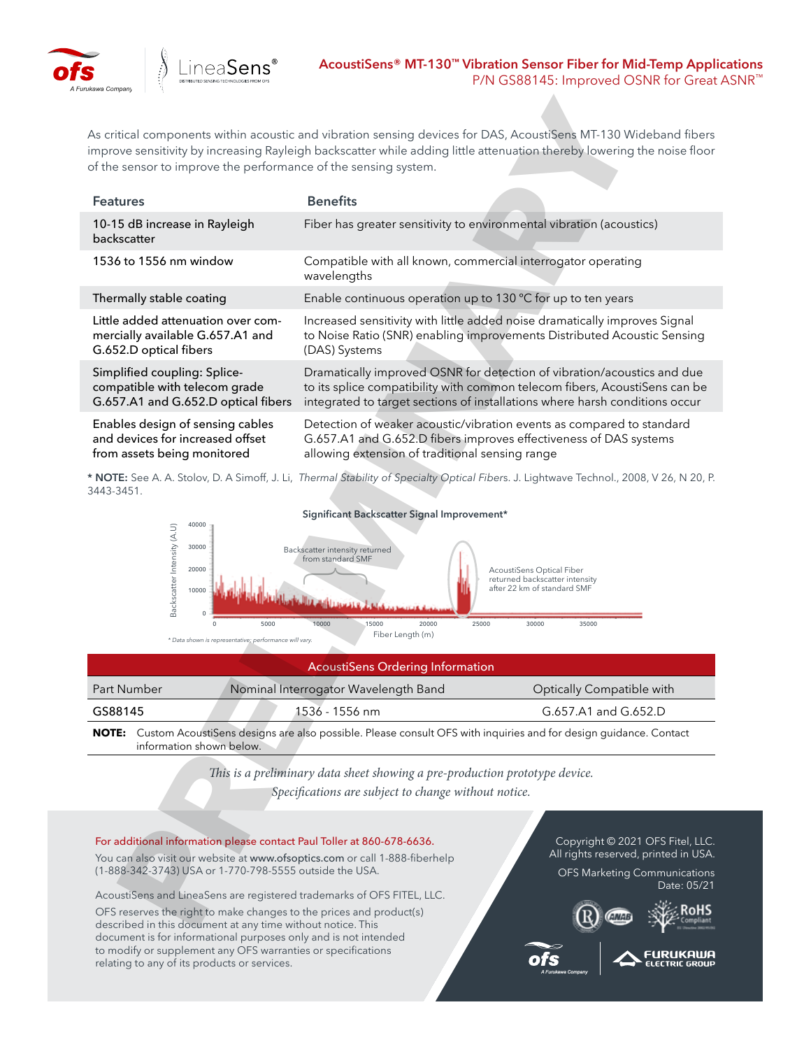# AcoustiSens® MT-130™ Vibration Sensor Fiber for Mid-Temp Applications

## P/N GS88145: Improved OSNR for Great ASNR™

As critical components within acoustic and vibration sensing devices for DAS, AcoustiSens MT-130 Wideband fibers improve sensitivity by increasing Rayleigh backscatter while adding little attenuation thereby lowering the noise floor of the sensor to improve the performance of the sensing system.

| Features | Benefits |
|---|---|
| 10-15 dB increase in Rayleigh backscatter | Fiber has greater sensitivity to environmental vibration (acoustics) |
| 1536 to 1556 nm window | Compatible with all known, commercial interrogator operating wavelengths |
| Thermally stable coating | Enable continuous operation up to 130 °C for up to ten years |
| Little added attenuation over commercially available G.657.A1 and G.652.D optical fibers | Increased sensitivity with little added noise dramatically improves Signal to Noise Ratio (SNR) enabling improvements Distributed Acoustic Sensing (DAS) Systems |
| Simplified coupling: Splice-compatible with telecom grade G.657.A1 and G.652.D optical fibers | Dramatically improved OSNR for detection of vibration/acoustics and due to its splice compatibility with common telecom fibers, AcoustiSens can be integrated to target sections of installations where harsh conditions occur |
| Enables design of sensing cables and devices for increased offset from assets being monitored | Detection of weaker acoustic/vibration events as compared to standard G.657.A1 and G.652.D fibers improves effectiveness of DAS systems allowing extension of traditional sensing range |

**\* NOTE:** See A. A. Stolov, D. A Simoff, J. Li, *Thermal Stability of Specialty Optical Fibers*. J. Lightwave Technol., 2008, V 26, N 20, P. 3443-3451.

Significant Backscatter Signal Improvement*

Backscatter Intensity (A.U)
40000
30000
20000
10000
0
0
5000
10000
15000
20000
25000
30000
35000
Fiber Length (m)
Backscatter intensity returned from standard SMF
AcoustiSens Optical Fiber returned backscatter intensity after 22 km of standard SMF

*\* Data shown is representative; performance will vary.*

| AcoustiSens Ordering Information | | |
|---|---|---|
| Part Number | Nominal Interrogator Wavelength Band | Optically Compatible with |
| GS88145 | 1536 - 1556 nm | G.657.A1 and G.652.D |

**NOTE:** Custom AcoustiSens designs are also possible. Please consult OFS with inquiries and for design guidance. Contact information shown below.

*This is a preliminary data sheet showing a pre-production prototype device.*
*Specifications are subject to change without notice.*

For additional information please contact Paul Toller at 860-678-6636.

You can also visit our website at **www.ofsoptics.com** or call 1-888-fiberhelp (1-888-342-3743) USA or 1-770-798-5555 outside the USA.

AcoustiSens and LineaSens are registered trademarks of OFS FITEL, LLC.

OFS reserves the right to make changes to the prices and product(s) described in this document at any time without notice. This document is for informational purposes only and is not intended to modify or supplement any OFS warranties or specifications relating to any of its products or services.

Copyright © 2021 OFS Fitel, LLC.
All rights reserved, printed in USA.

OFS Marketing Communications
Date: 05/21